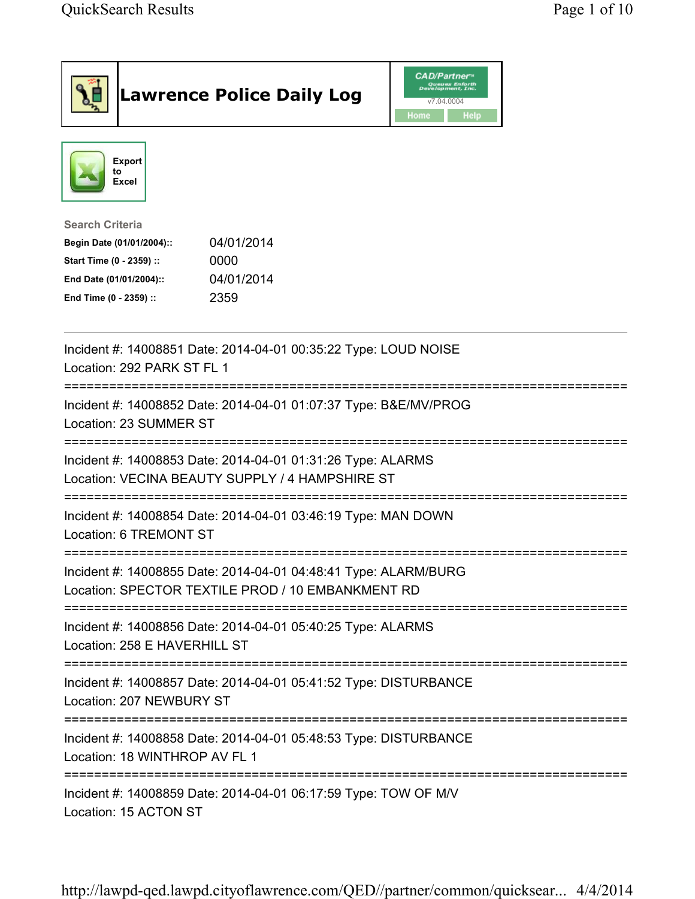# Lawrence Police Daily Log

CAD/Partner™
v7.04.0004
Home Help

Export to Excel

**Search Criteria**

| | |
|---|---|
| **Begin Date (01/01/2004)::** | 04/01/2014 |
| **Start Time (0 - 2359) ::** | 0000 |
| **End Date (01/01/2004)::** | 04/01/2014 |
| **End Time (0 - 2359) ::** | 2359 |

---

Incident #: 14008851 Date: 2014-04-01 00:35:22 Type: LOUD NOISE
Location: 292 PARK ST FL 1

===========================================================================

Incident #: 14008852 Date: 2014-04-01 01:07:37 Type: B&E/MV/PROG
Location: 23 SUMMER ST

===========================================================================

Incident #: 14008853 Date: 2014-04-01 01:31:26 Type: ALARMS
Location: VECINA BEAUTY SUPPLY / 4 HAMPSHIRE ST

===========================================================================

Incident #: 14008854 Date: 2014-04-01 03:46:19 Type: MAN DOWN
Location: 6 TREMONT ST

===========================================================================

Incident #: 14008855 Date: 2014-04-01 04:48:41 Type: ALARM/BURG
Location: SPECTOR TEXTILE PROD / 10 EMBANKMENT RD

===========================================================================

Incident #: 14008856 Date: 2014-04-01 05:40:25 Type: ALARMS
Location: 258 E HAVERHILL ST

===========================================================================

Incident #: 14008857 Date: 2014-04-01 05:41:52 Type: DISTURBANCE
Location: 207 NEWBURY ST

===========================================================================

Incident #: 14008858 Date: 2014-04-01 05:48:53 Type: DISTURBANCE
Location: 18 WINTHROP AV FL 1

===========================================================================

Incident #: 14008859 Date: 2014-04-01 06:17:59 Type: TOW OF M/V
Location: 15 ACTON ST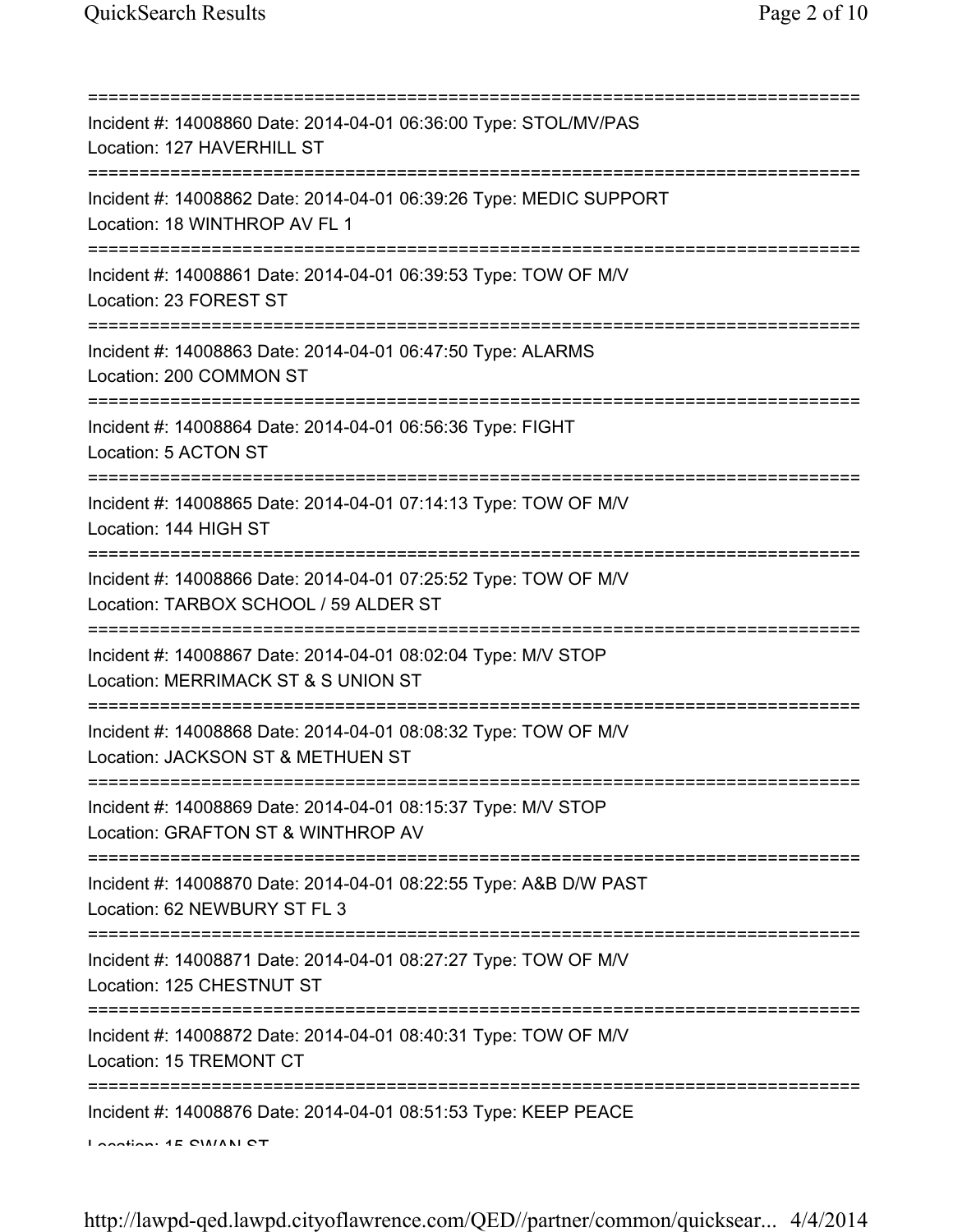===========================================================================
Incident #: 14008860 Date: 2014-04-01 06:36:00 Type: STOL/MV/PAS
Location: 127 HAVERHILL ST
===========================================================================
Incident #: 14008862 Date: 2014-04-01 06:39:26 Type: MEDIC SUPPORT
Location: 18 WINTHROP AV FL 1
===========================================================================
Incident #: 14008861 Date: 2014-04-01 06:39:53 Type: TOW OF M/V
Location: 23 FOREST ST
===========================================================================
Incident #: 14008863 Date: 2014-04-01 06:47:50 Type: ALARMS
Location: 200 COMMON ST
===========================================================================
Incident #: 14008864 Date: 2014-04-01 06:56:36 Type: FIGHT
Location: 5 ACTON ST
===========================================================================
Incident #: 14008865 Date: 2014-04-01 07:14:13 Type: TOW OF M/V
Location: 144 HIGH ST
===========================================================================
Incident #: 14008866 Date: 2014-04-01 07:25:52 Type: TOW OF M/V
Location: TARBOX SCHOOL / 59 ALDER ST
===========================================================================
Incident #: 14008867 Date: 2014-04-01 08:02:04 Type: M/V STOP
Location: MERRIMACK ST & S UNION ST
===========================================================================
Incident #: 14008868 Date: 2014-04-01 08:08:32 Type: TOW OF M/V
Location: JACKSON ST & METHUEN ST
===========================================================================
Incident #: 14008869 Date: 2014-04-01 08:15:37 Type: M/V STOP
Location: GRAFTON ST & WINTHROP AV
===========================================================================
Incident #: 14008870 Date: 2014-04-01 08:22:55 Type: A&B D/W PAST
Location: 62 NEWBURY ST FL 3
===========================================================================
Incident #: 14008871 Date: 2014-04-01 08:27:27 Type: TOW OF M/V
Location: 125 CHESTNUT ST
===========================================================================
Incident #: 14008872 Date: 2014-04-01 08:40:31 Type: TOW OF M/V
Location: 15 TREMONT CT
===========================================================================
Incident #: 14008876 Date: 2014-04-01 08:51:53 Type: KEEP PEACE
Location: 15 SWAN ST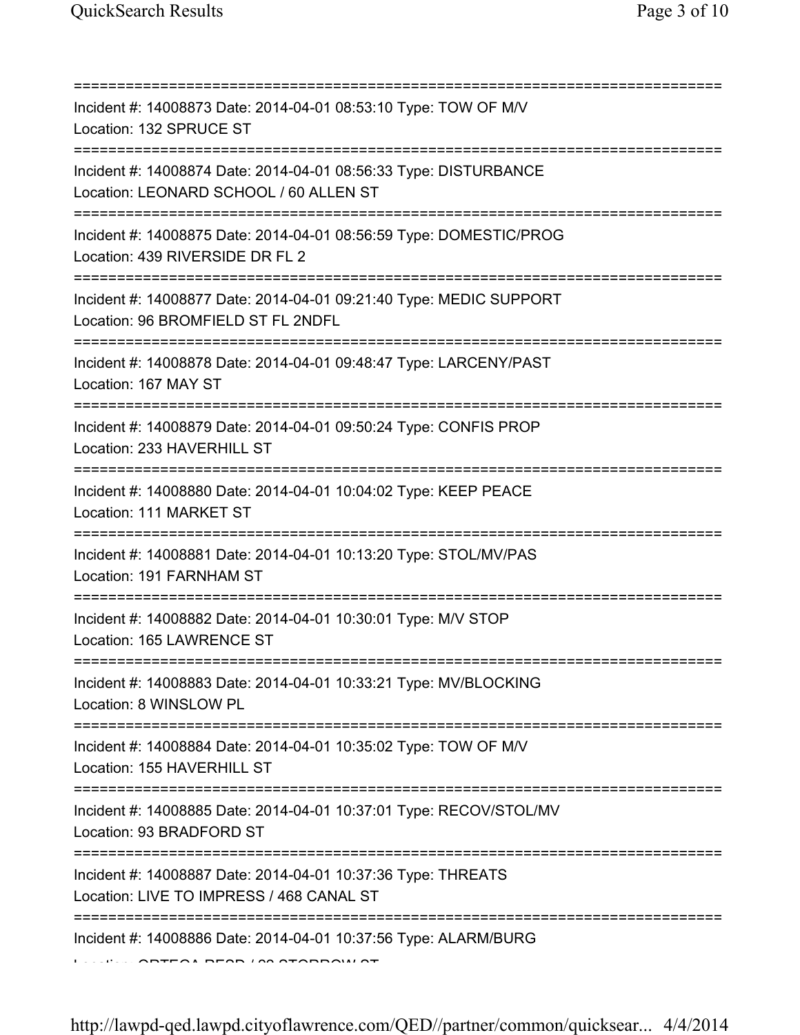===========================================================================
Incident #: 14008873 Date: 2014-04-01 08:53:10 Type: TOW OF M/V
Location: 132 SPRUCE ST
===========================================================================
Incident #: 14008874 Date: 2014-04-01 08:56:33 Type: DISTURBANCE
Location: LEONARD SCHOOL / 60 ALLEN ST
===========================================================================
Incident #: 14008875 Date: 2014-04-01 08:56:59 Type: DOMESTIC/PROG
Location: 439 RIVERSIDE DR FL 2
===========================================================================
Incident #: 14008877 Date: 2014-04-01 09:21:40 Type: MEDIC SUPPORT
Location: 96 BROMFIELD ST FL 2NDFL
===========================================================================
Incident #: 14008878 Date: 2014-04-01 09:48:47 Type: LARCENY/PAST
Location: 167 MAY ST
===========================================================================
Incident #: 14008879 Date: 2014-04-01 09:50:24 Type: CONFIS PROP
Location: 233 HAVERHILL ST
===========================================================================
Incident #: 14008880 Date: 2014-04-01 10:04:02 Type: KEEP PEACE
Location: 111 MARKET ST
===========================================================================
Incident #: 14008881 Date: 2014-04-01 10:13:20 Type: STOL/MV/PAS
Location: 191 FARNHAM ST
===========================================================================
Incident #: 14008882 Date: 2014-04-01 10:30:01 Type: M/V STOP
Location: 165 LAWRENCE ST
===========================================================================
Incident #: 14008883 Date: 2014-04-01 10:33:21 Type: MV/BLOCKING
Location: 8 WINSLOW PL
===========================================================================
Incident #: 14008884 Date: 2014-04-01 10:35:02 Type: TOW OF M/V
Location: 155 HAVERHILL ST
===========================================================================
Incident #: 14008885 Date: 2014-04-01 10:37:01 Type: RECOV/STOL/MV
Location: 93 BRADFORD ST
===========================================================================
Incident #: 14008887 Date: 2014-04-01 10:37:36 Type: THREATS
Location: LIVE TO IMPRESS / 468 CANAL ST
===========================================================================
Incident #: 14008886 Date: 2014-04-01 10:37:56 Type: ALARM/BURG
Location: ORTEGA RESD / 23 STORROW ST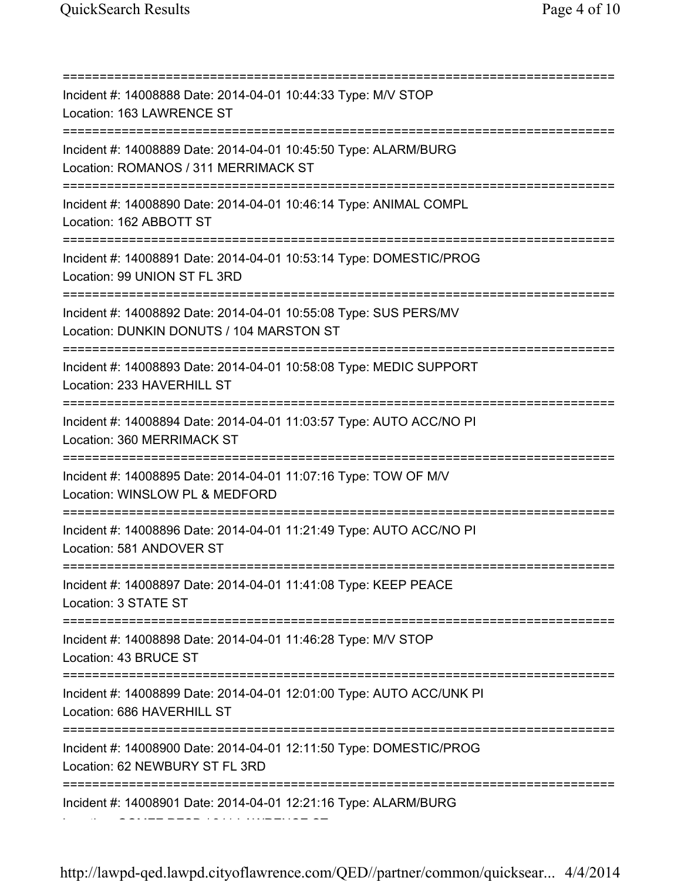===========================================================================
Incident #: 14008888 Date: 2014-04-01 10:44:33 Type: M/V STOP
Location: 163 LAWRENCE ST
===========================================================================
Incident #: 14008889 Date: 2014-04-01 10:45:50 Type: ALARM/BURG
Location: ROMANOS / 311 MERRIMACK ST
===========================================================================
Incident #: 14008890 Date: 2014-04-01 10:46:14 Type: ANIMAL COMPL
Location: 162 ABBOTT ST
===========================================================================
Incident #: 14008891 Date: 2014-04-01 10:53:14 Type: DOMESTIC/PROG
Location: 99 UNION ST FL 3RD
===========================================================================
Incident #: 14008892 Date: 2014-04-01 10:55:08 Type: SUS PERS/MV
Location: DUNKIN DONUTS / 104 MARSTON ST
===========================================================================
Incident #: 14008893 Date: 2014-04-01 10:58:08 Type: MEDIC SUPPORT
Location: 233 HAVERHILL ST
===========================================================================
Incident #: 14008894 Date: 2014-04-01 11:03:57 Type: AUTO ACC/NO PI
Location: 360 MERRIMACK ST
===========================================================================
Incident #: 14008895 Date: 2014-04-01 11:07:16 Type: TOW OF M/V
Location: WINSLOW PL & MEDFORD
===========================================================================
Incident #: 14008896 Date: 2014-04-01 11:21:49 Type: AUTO ACC/NO PI
Location: 581 ANDOVER ST
===========================================================================
Incident #: 14008897 Date: 2014-04-01 11:41:08 Type: KEEP PEACE
Location: 3 STATE ST
===========================================================================
Incident #: 14008898 Date: 2014-04-01 11:46:28 Type: M/V STOP
Location: 43 BRUCE ST
===========================================================================
Incident #: 14008899 Date: 2014-04-01 12:01:00 Type: AUTO ACC/UNK PI
Location: 686 HAVERHILL ST
===========================================================================
Incident #: 14008900 Date: 2014-04-01 12:11:50 Type: DOMESTIC/PROG
Location: 62 NEWBURY ST FL 3RD
===========================================================================
Incident #: 14008901 Date: 2014-04-01 12:21:16 Type: ALARM/BURG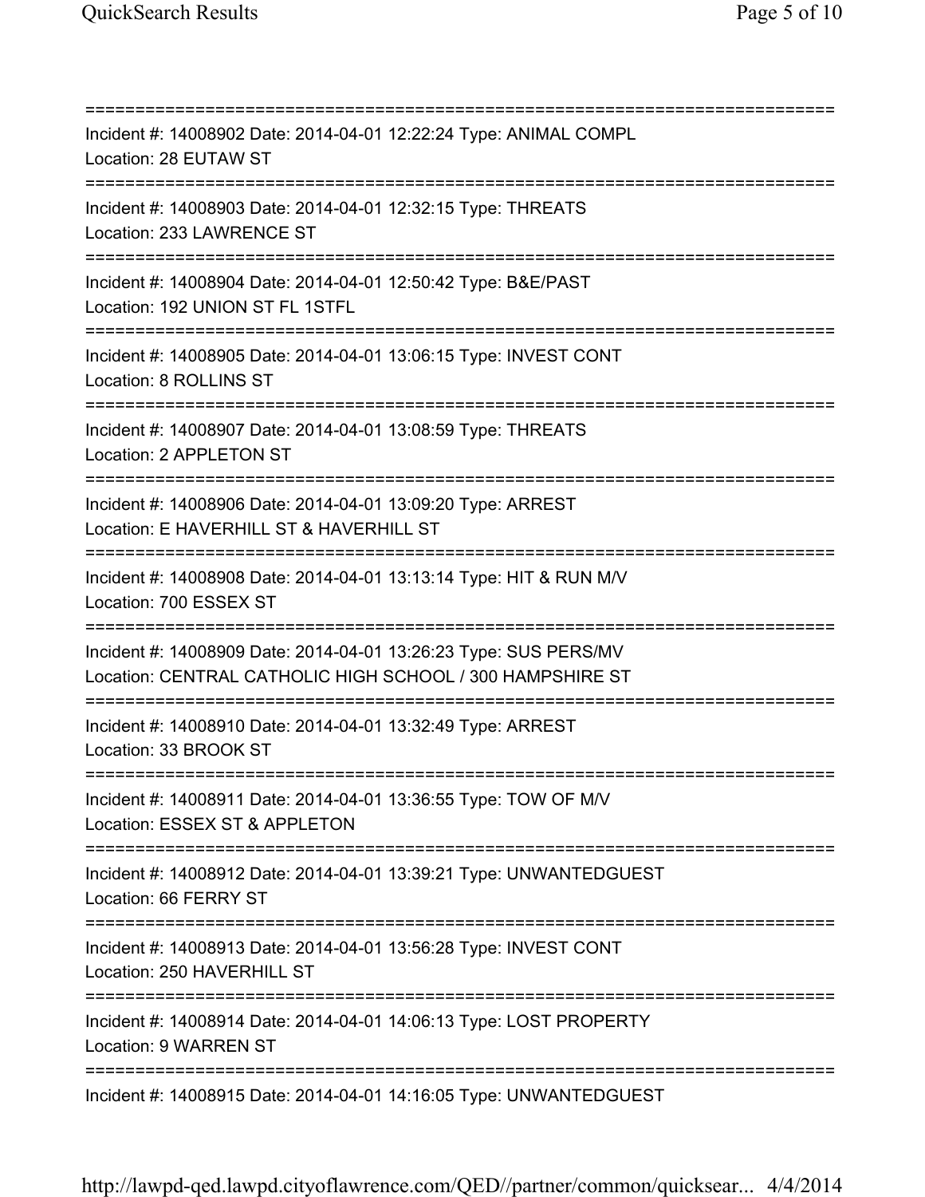===========================================================================
Incident #: 14008902 Date: 2014-04-01 12:22:24 Type: ANIMAL COMPL
Location: 28 EUTAW ST
===========================================================================
Incident #: 14008903 Date: 2014-04-01 12:32:15 Type: THREATS
Location: 233 LAWRENCE ST
===========================================================================
Incident #: 14008904 Date: 2014-04-01 12:50:42 Type: B&E/PAST
Location: 192 UNION ST FL 1STFL
===========================================================================
Incident #: 14008905 Date: 2014-04-01 13:06:15 Type: INVEST CONT
Location: 8 ROLLINS ST
===========================================================================
Incident #: 14008907 Date: 2014-04-01 13:08:59 Type: THREATS
Location: 2 APPLETON ST
===========================================================================
Incident #: 14008906 Date: 2014-04-01 13:09:20 Type: ARREST
Location: E HAVERHILL ST & HAVERHILL ST
===========================================================================
Incident #: 14008908 Date: 2014-04-01 13:13:14 Type: HIT & RUN M/V
Location: 700 ESSEX ST
===========================================================================
Incident #: 14008909 Date: 2014-04-01 13:26:23 Type: SUS PERS/MV
Location: CENTRAL CATHOLIC HIGH SCHOOL / 300 HAMPSHIRE ST
===========================================================================
Incident #: 14008910 Date: 2014-04-01 13:32:49 Type: ARREST
Location: 33 BROOK ST
===========================================================================
Incident #: 14008911 Date: 2014-04-01 13:36:55 Type: TOW OF M/V
Location: ESSEX ST & APPLETON
===========================================================================
Incident #: 14008912 Date: 2014-04-01 13:39:21 Type: UNWANTEDGUEST
Location: 66 FERRY ST
===========================================================================
Incident #: 14008913 Date: 2014-04-01 13:56:28 Type: INVEST CONT
Location: 250 HAVERHILL ST
===========================================================================
Incident #: 14008914 Date: 2014-04-01 14:06:13 Type: LOST PROPERTY
Location: 9 WARREN ST
===========================================================================
Incident #: 14008915 Date: 2014-04-01 14:16:05 Type: UNWANTEDGUEST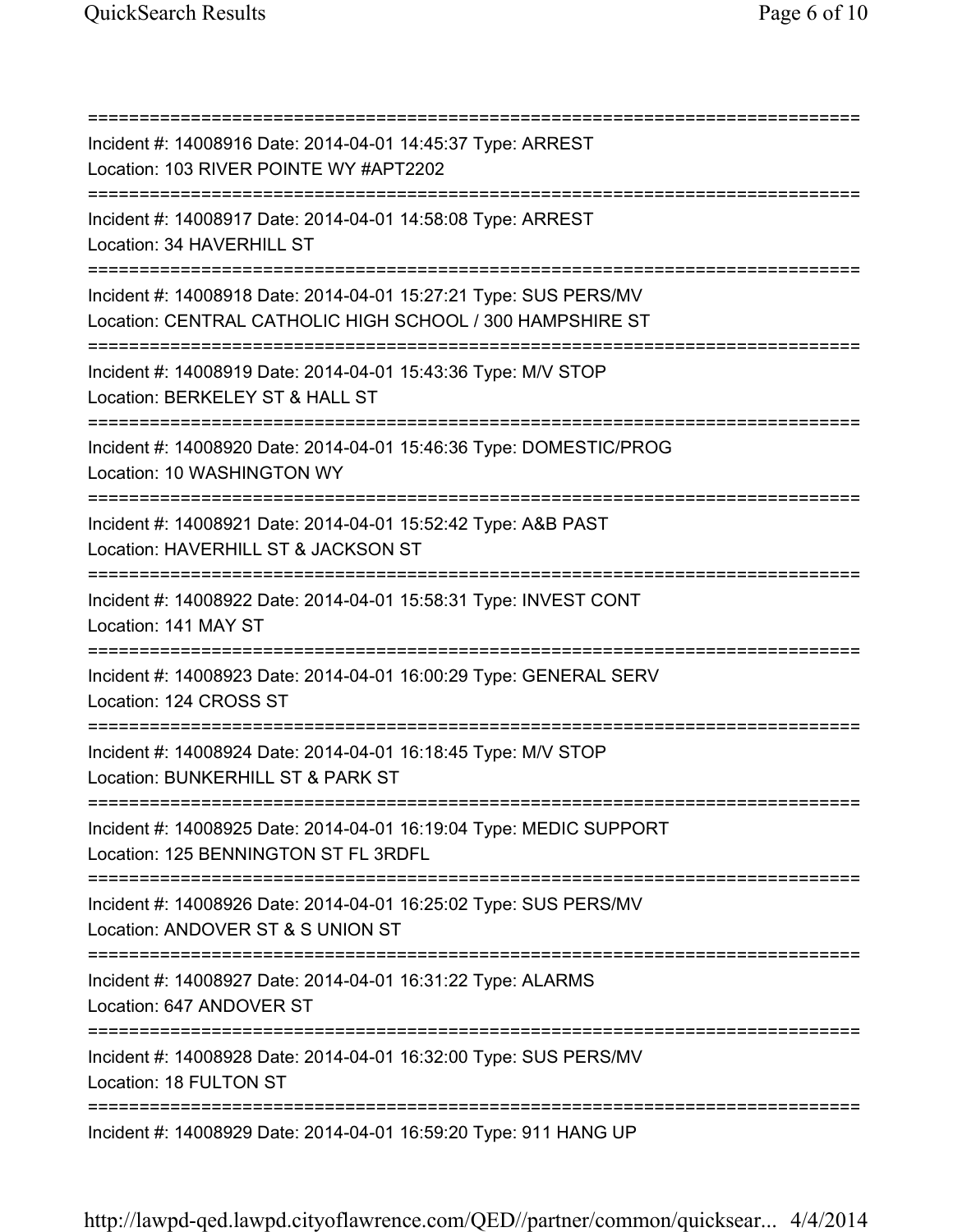===========================================================================
Incident #: 14008916 Date: 2014-04-01 14:45:37 Type: ARREST
Location: 103 RIVER POINTE WY #APT2202
===========================================================================
Incident #: 14008917 Date: 2014-04-01 14:58:08 Type: ARREST
Location: 34 HAVERHILL ST
===========================================================================
Incident #: 14008918 Date: 2014-04-01 15:27:21 Type: SUS PERS/MV
Location: CENTRAL CATHOLIC HIGH SCHOOL / 300 HAMPSHIRE ST
===========================================================================
Incident #: 14008919 Date: 2014-04-01 15:43:36 Type: M/V STOP
Location: BERKELEY ST & HALL ST
===========================================================================
Incident #: 14008920 Date: 2014-04-01 15:46:36 Type: DOMESTIC/PROG
Location: 10 WASHINGTON WY
===========================================================================
Incident #: 14008921 Date: 2014-04-01 15:52:42 Type: A&B PAST
Location: HAVERHILL ST & JACKSON ST
===========================================================================
Incident #: 14008922 Date: 2014-04-01 15:58:31 Type: INVEST CONT
Location: 141 MAY ST
===========================================================================
Incident #: 14008923 Date: 2014-04-01 16:00:29 Type: GENERAL SERV
Location: 124 CROSS ST
===========================================================================
Incident #: 14008924 Date: 2014-04-01 16:18:45 Type: M/V STOP
Location: BUNKERHILL ST & PARK ST
===========================================================================
Incident #: 14008925 Date: 2014-04-01 16:19:04 Type: MEDIC SUPPORT
Location: 125 BENNINGTON ST FL 3RDFL
===========================================================================
Incident #: 14008926 Date: 2014-04-01 16:25:02 Type: SUS PERS/MV
Location: ANDOVER ST & S UNION ST
===========================================================================
Incident #: 14008927 Date: 2014-04-01 16:31:22 Type: ALARMS
Location: 647 ANDOVER ST
===========================================================================
Incident #: 14008928 Date: 2014-04-01 16:32:00 Type: SUS PERS/MV
Location: 18 FULTON ST
===========================================================================
Incident #: 14008929 Date: 2014-04-01 16:59:20 Type: 911 HANG UP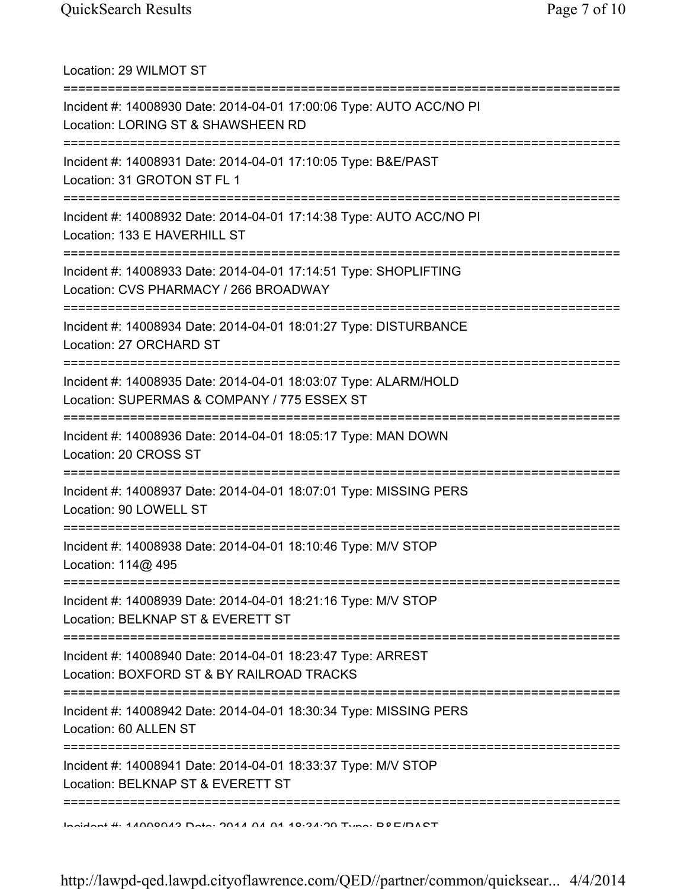Location: 29 WILMOT ST

===========================================================================

Incident #: 14008930 Date: 2014-04-01 17:00:06 Type: AUTO ACC/NO PI
Location: LORING ST & SHAWSHEEN RD

===========================================================================

Incident #: 14008931 Date: 2014-04-01 17:10:05 Type: B&E/PAST
Location: 31 GROTON ST FL 1

===========================================================================

Incident #: 14008932 Date: 2014-04-01 17:14:38 Type: AUTO ACC/NO PI
Location: 133 E HAVERHILL ST

===========================================================================

Incident #: 14008933 Date: 2014-04-01 17:14:51 Type: SHOPLIFTING
Location: CVS PHARMACY / 266 BROADWAY

===========================================================================

Incident #: 14008934 Date: 2014-04-01 18:01:27 Type: DISTURBANCE
Location: 27 ORCHARD ST

===========================================================================

Incident #: 14008935 Date: 2014-04-01 18:03:07 Type: ALARM/HOLD
Location: SUPERMAS & COMPANY / 775 ESSEX ST

===========================================================================

Incident #: 14008936 Date: 2014-04-01 18:05:17 Type: MAN DOWN
Location: 20 CROSS ST

===========================================================================

Incident #: 14008937 Date: 2014-04-01 18:07:01 Type: MISSING PERS
Location: 90 LOWELL ST

===========================================================================

Incident #: 14008938 Date: 2014-04-01 18:10:46 Type: M/V STOP
Location: 114@ 495

===========================================================================

Incident #: 14008939 Date: 2014-04-01 18:21:16 Type: M/V STOP
Location: BELKNAP ST & EVERETT ST

===========================================================================

Incident #: 14008940 Date: 2014-04-01 18:23:47 Type: ARREST
Location: BOXFORD ST & BY RAILROAD TRACKS

===========================================================================

Incident #: 14008942 Date: 2014-04-01 18:30:34 Type: MISSING PERS
Location: 60 ALLEN ST

===========================================================================

Incident #: 14008941 Date: 2014-04-01 18:33:37 Type: M/V STOP
Location: BELKNAP ST & EVERETT ST

===========================================================================

Incident #: 14008943 Date: 2014-04-01 18:34:29 Type: B&E/PAST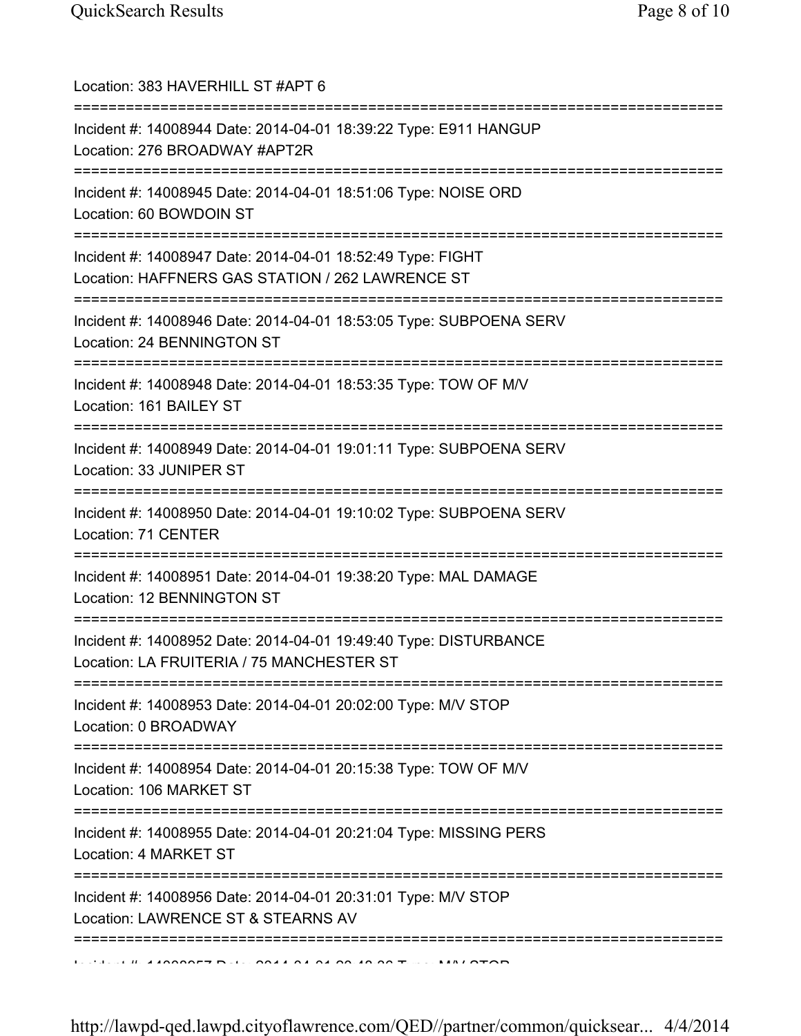Location: 383 HAVERHILL ST #APT 6

===========================================================================

Incident #: 14008944 Date: 2014-04-01 18:39:22 Type: E911 HANGUP
Location: 276 BROADWAY #APT2R

===========================================================================

Incident #: 14008945 Date: 2014-04-01 18:51:06 Type: NOISE ORD
Location: 60 BOWDOIN ST

===========================================================================

Incident #: 14008947 Date: 2014-04-01 18:52:49 Type: FIGHT
Location: HAFFNERS GAS STATION / 262 LAWRENCE ST

===========================================================================

Incident #: 14008946 Date: 2014-04-01 18:53:05 Type: SUBPOENA SERV
Location: 24 BENNINGTON ST

===========================================================================

Incident #: 14008948 Date: 2014-04-01 18:53:35 Type: TOW OF M/V
Location: 161 BAILEY ST

===========================================================================

Incident #: 14008949 Date: 2014-04-01 19:01:11 Type: SUBPOENA SERV
Location: 33 JUNIPER ST

===========================================================================

Incident #: 14008950 Date: 2014-04-01 19:10:02 Type: SUBPOENA SERV
Location: 71 CENTER

===========================================================================

Incident #: 14008951 Date: 2014-04-01 19:38:20 Type: MAL DAMAGE
Location: 12 BENNINGTON ST

===========================================================================

Incident #: 14008952 Date: 2014-04-01 19:49:40 Type: DISTURBANCE
Location: LA FRUITERIA / 75 MANCHESTER ST

===========================================================================

Incident #: 14008953 Date: 2014-04-01 20:02:00 Type: M/V STOP
Location: 0 BROADWAY

===========================================================================

Incident #: 14008954 Date: 2014-04-01 20:15:38 Type: TOW OF M/V
Location: 106 MARKET ST

===========================================================================

Incident #: 14008955 Date: 2014-04-01 20:21:04 Type: MISSING PERS
Location: 4 MARKET ST

===========================================================================

Incident #: 14008956 Date: 2014-04-01 20:31:01 Type: M/V STOP
Location: LAWRENCE ST & STEARNS AV

===========================================================================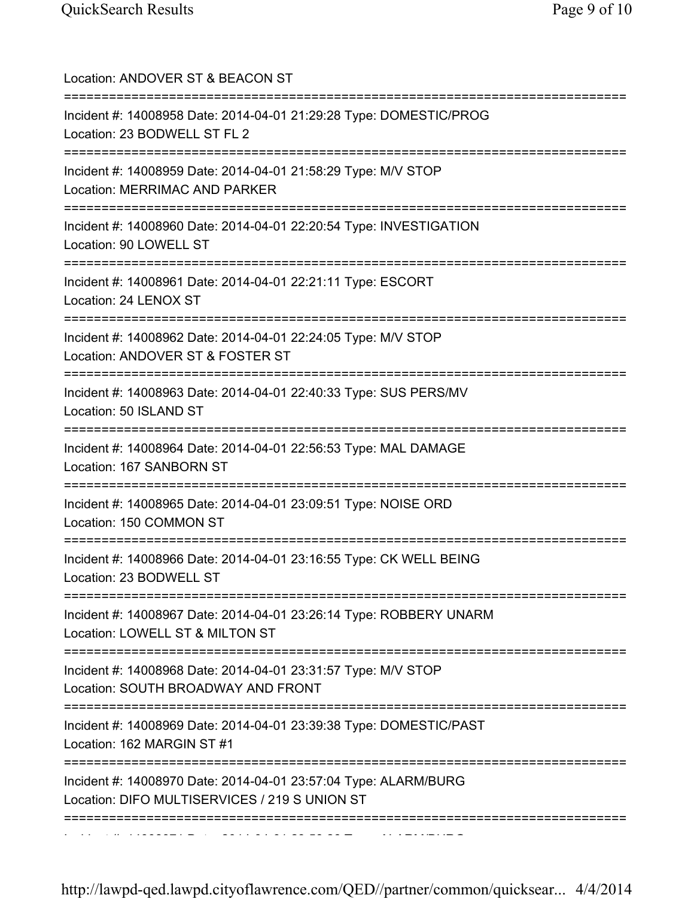Location: ANDOVER ST & BEACON ST

===========================================================================

Incident #: 14008958 Date: 2014-04-01 21:29:28 Type: DOMESTIC/PROG
Location: 23 BODWELL ST FL 2

===========================================================================

Incident #: 14008959 Date: 2014-04-01 21:58:29 Type: M/V STOP
Location: MERRIMAC AND PARKER

===========================================================================

Incident #: 14008960 Date: 2014-04-01 22:20:54 Type: INVESTIGATION
Location: 90 LOWELL ST

===========================================================================

Incident #: 14008961 Date: 2014-04-01 22:21:11 Type: ESCORT
Location: 24 LENOX ST

===========================================================================

Incident #: 14008962 Date: 2014-04-01 22:24:05 Type: M/V STOP
Location: ANDOVER ST & FOSTER ST

===========================================================================

Incident #: 14008963 Date: 2014-04-01 22:40:33 Type: SUS PERS/MV
Location: 50 ISLAND ST

===========================================================================

Incident #: 14008964 Date: 2014-04-01 22:56:53 Type: MAL DAMAGE
Location: 167 SANBORN ST

===========================================================================

Incident #: 14008965 Date: 2014-04-01 23:09:51 Type: NOISE ORD
Location: 150 COMMON ST

===========================================================================

Incident #: 14008966 Date: 2014-04-01 23:16:55 Type: CK WELL BEING
Location: 23 BODWELL ST

===========================================================================

Incident #: 14008967 Date: 2014-04-01 23:26:14 Type: ROBBERY UNARM
Location: LOWELL ST & MILTON ST

===========================================================================

Incident #: 14008968 Date: 2014-04-01 23:31:57 Type: M/V STOP
Location: SOUTH BROADWAY AND FRONT

===========================================================================

Incident #: 14008969 Date: 2014-04-01 23:39:38 Type: DOMESTIC/PAST
Location: 162 MARGIN ST #1

===========================================================================

Incident #: 14008970 Date: 2014-04-01 23:57:04 Type: ALARM/BURG
Location: DIFO MULTISERVICES / 219 S UNION ST

===========================================================================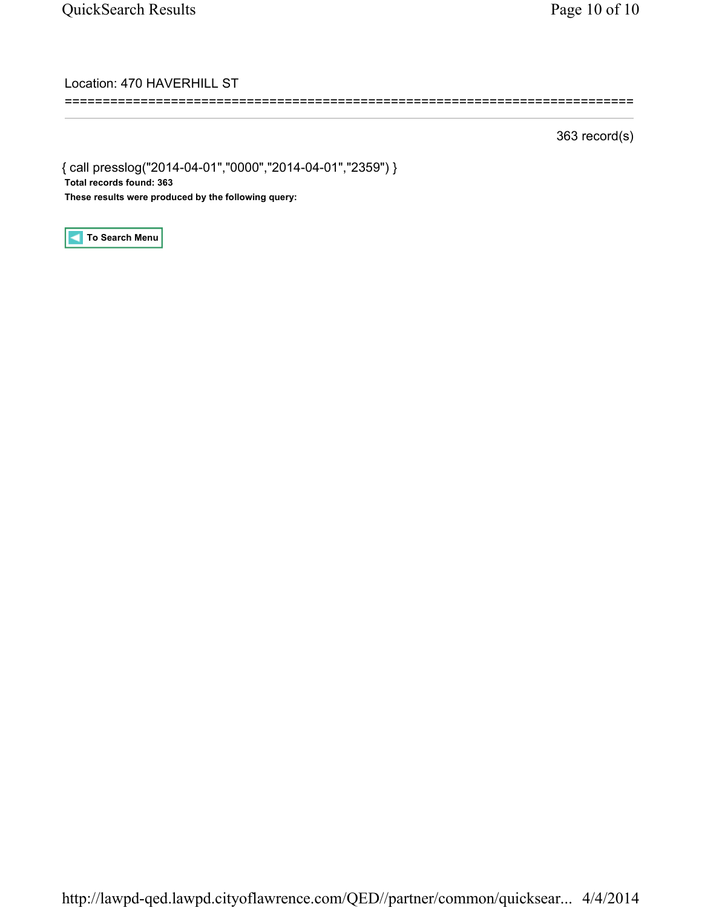Location: 470 HAVERHILL ST

==========================================================================

363 record(s)

{ call presslog("2014-04-01","0000","2014-04-01","2359") }

**Total records found: 363**

**These results were produced by the following query:**

**To Search Menu**